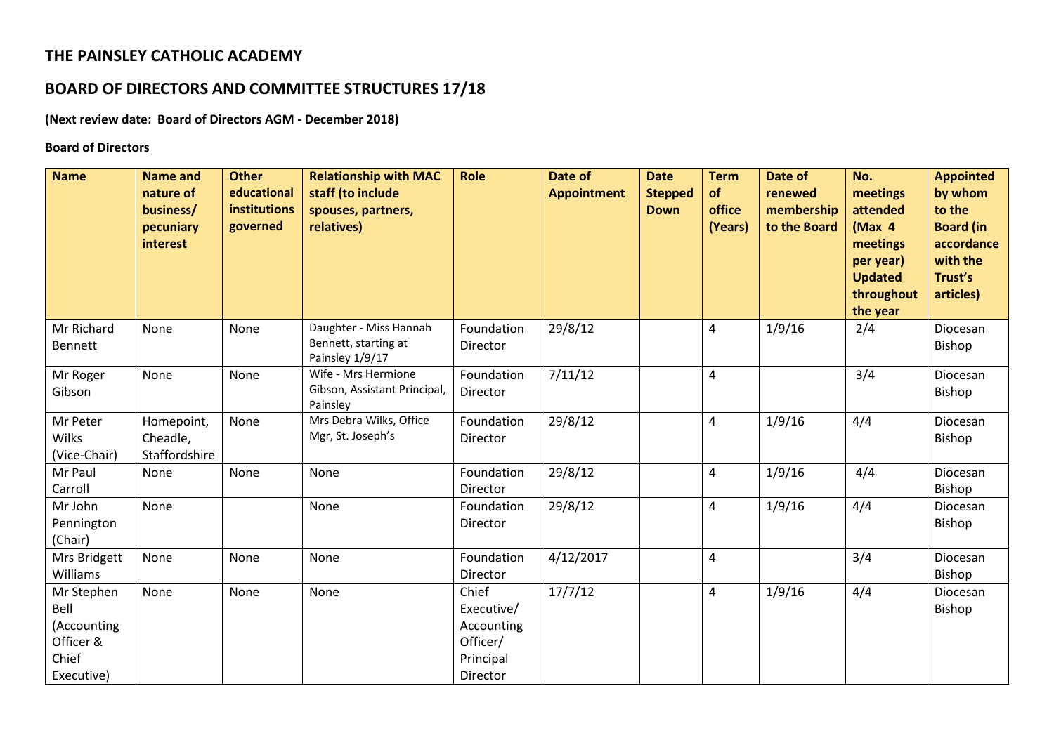# THE PAINSLEY CATHOLIC ACADEMY

## BOARD OF DIRECTORS AND COMMITTEE STRUCTURES 17/18

**(Next review date: Board of Directors AGM - December 2018)**

**Board of Directors**

| Name | Name and nature of business/ pecuniary interest | Other educational institutions governed | Relationship with MAC staff (to include spouses, partners, relatives) | Role | Date of Appointment | Date Stepped Down | Term of office (Years) | Date of renewed membership to the Board | No. meetings attended (Max 4 meetings per year) Updated throughout the year | Appointed by whom to the Board (in accordance with the Trust's articles) |
|---|---|---|---|---|---|---|---|---|---|---|
| Mr Richard Bennett | None | None | Daughter - Miss Hannah Bennett, starting at Painsley 1/9/17 | Foundation Director | 29/8/12 | | 4 | 1/9/16 | 2/4 | Diocesan Bishop |
| Mr Roger Gibson | None | None | Wife - Mrs Hermione Gibson, Assistant Principal, Painsley | Foundation Director | 7/11/12 | | 4 | | 3/4 | Diocesan Bishop |
| Mr Peter Wilks (Vice-Chair) | Homepoint, Cheadle, Staffordshire | None | Mrs Debra Wilks, Office Mgr, St. Joseph's | Foundation Director | 29/8/12 | | 4 | 1/9/16 | 4/4 | Diocesan Bishop |
| Mr Paul Carroll | None | None | None | Foundation Director | 29/8/12 | | 4 | 1/9/16 | 4/4 | Diocesan Bishop |
| Mr John Pennington (Chair) | None | | None | Foundation Director | 29/8/12 | | 4 | 1/9/16 | 4/4 | Diocesan Bishop |
| Mrs Bridgett Williams | None | None | None | Foundation Director | 4/12/2017 | | 4 | | 3/4 | Diocesan Bishop |
| Mr Stephen Bell (Accounting Officer & Chief Executive) | None | None | None | Chief Executive/ Accounting Officer/ Principal Director | 17/7/12 | | 4 | 1/9/16 | 4/4 | Diocesan Bishop |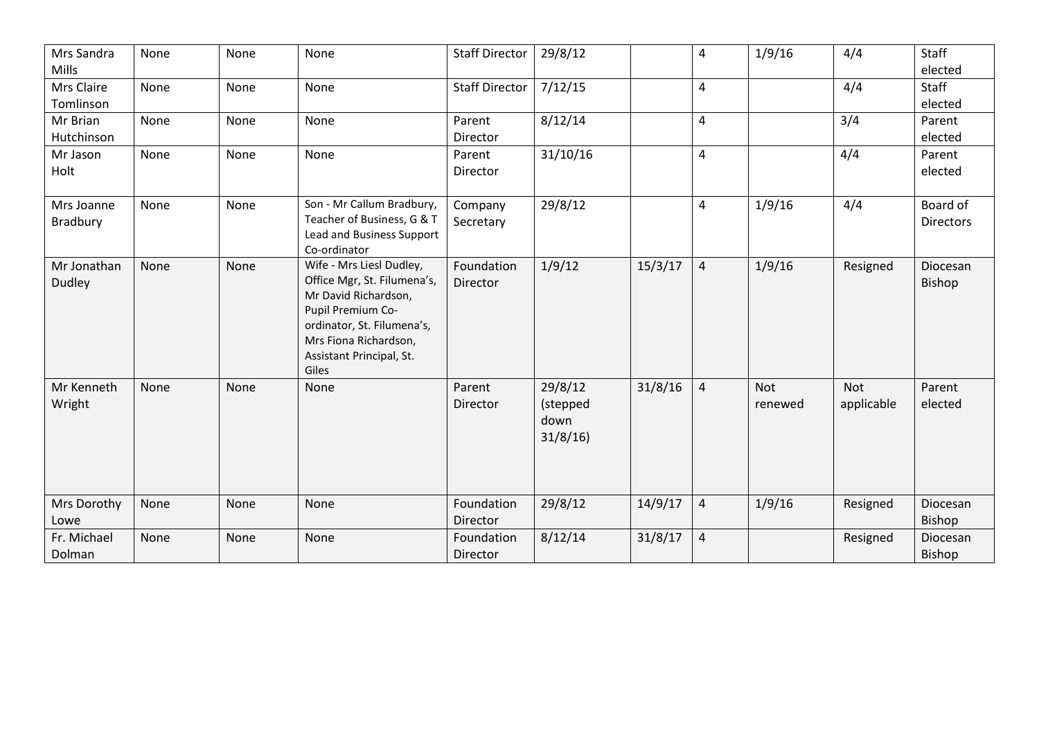| | | | | | | | | | | |
|---|---|---|---|---|---|---|---|---|---|---|
| Mrs Sandra Mills | None | None | None | Staff Director | 29/8/12 | | 4 | 1/9/16 | 4/4 | Staff elected |
| Mrs Claire Tomlinson | None | None | None | Staff Director | 7/12/15 | | 4 | | 4/4 | Staff elected |
| Mr Brian Hutchinson | None | None | None | Parent Director | 8/12/14 | | 4 | | 3/4 | Parent elected |
| Mr Jason Holt | None | None | None | Parent Director | 31/10/16 | | 4 | | 4/4 | Parent elected |
| Mrs Joanne Bradbury | None | None | Son - Mr Callum Bradbury, Teacher of Business, G & T Lead and Business Support Co-ordinator | Company Secretary | 29/8/12 | | 4 | 1/9/16 | 4/4 | Board of Directors |
| Mr Jonathan Dudley | None | None | Wife - Mrs Liesl Dudley, Office Mgr, St. Filumena's, Mr David Richardson, Pupil Premium Co-ordinator, St. Filumena's, Mrs Fiona Richardson, Assistant Principal, St. Giles | Foundation Director | 1/9/12 | 15/3/17 | 4 | 1/9/16 | Resigned | Diocesan Bishop |
| Mr Kenneth Wright | None | None | None | Parent Director | 29/8/12 (stepped down 31/8/16) | 31/8/16 | 4 | Not renewed | Not applicable | Parent elected |
| Mrs Dorothy Lowe | None | None | None | Foundation Director | 29/8/12 | 14/9/17 | 4 | 1/9/16 | Resigned | Diocesan Bishop |
| Fr. Michael Dolman | None | None | None | Foundation Director | 8/12/14 | 31/8/17 | 4 | | Resigned | Diocesan Bishop |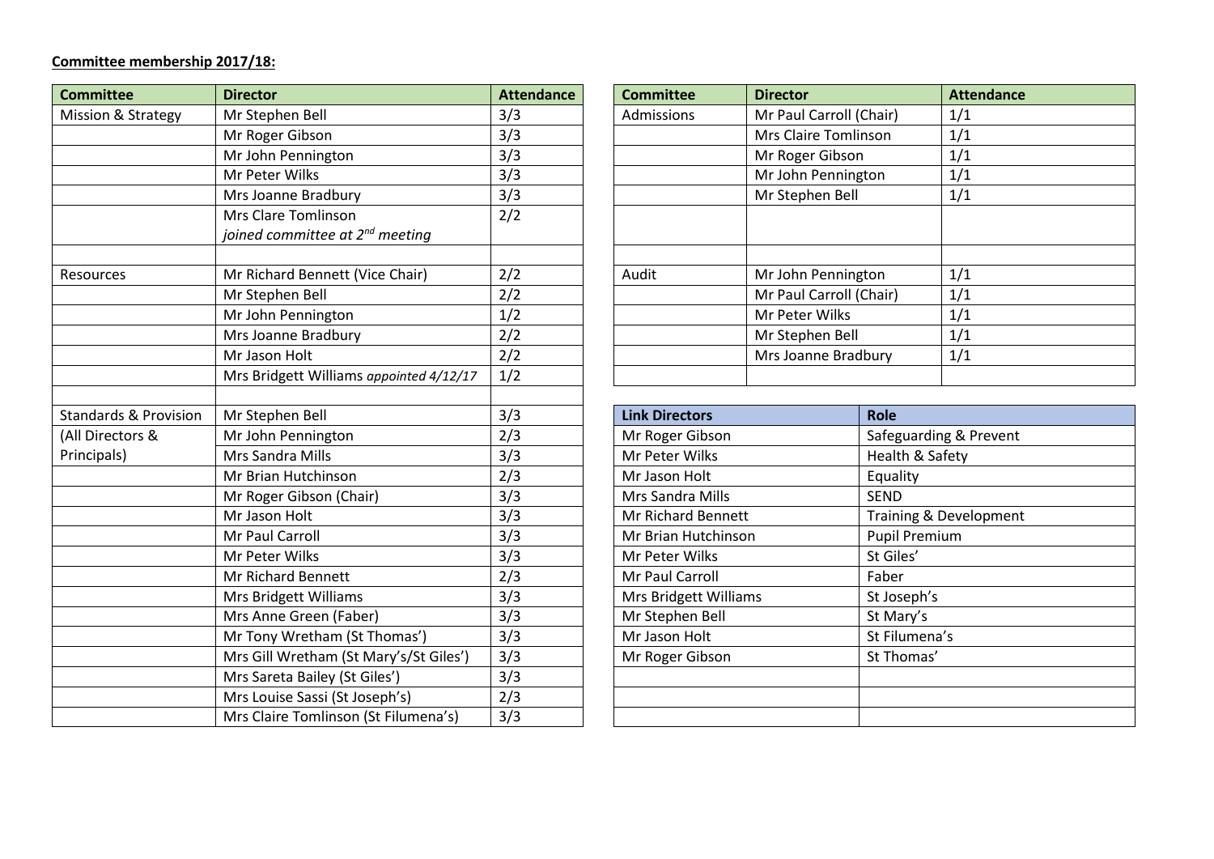**Committee membership 2017/18:**

| Committee | Director | Attendance |
|---|---|---|
| Mission & Strategy | Mr Stephen Bell | 3/3 |
| | Mr Roger Gibson | 3/3 |
| | Mr John Pennington | 3/3 |
| | Mr Peter Wilks | 3/3 |
| | Mrs Joanne Bradbury | 3/3 |
| | Mrs Clare Tomlinson *joined committee at 2nd meeting* | 2/2 |
| | | |
| Resources | Mr Richard Bennett (Vice Chair) | 2/2 |
| | Mr Stephen Bell | 2/2 |
| | Mr John Pennington | 1/2 |
| | Mrs Joanne Bradbury | 2/2 |
| | Mr Jason Holt | 2/2 |
| | Mrs Bridgett Williams *appointed 4/12/17* | 1/2 |
| | | |
| Standards & Provision (All Directors & Principals) | Mr Stephen Bell | 3/3 |
| | Mr John Pennington | 2/3 |
| | Mrs Sandra Mills | 3/3 |
| | Mr Brian Hutchinson | 2/3 |
| | Mr Roger Gibson (Chair) | 3/3 |
| | Mr Jason Holt | 3/3 |
| | Mr Paul Carroll | 3/3 |
| | Mr Peter Wilks | 3/3 |
| | Mr Richard Bennett | 2/3 |
| | Mrs Bridgett Williams | 3/3 |
| | Mrs Anne Green (Faber) | 3/3 |
| | Mr Tony Wretham (St Thomas') | 3/3 |
| | Mrs Gill Wretham (St Mary's/St Giles') | 3/3 |
| | Mrs Sareta Bailey (St Giles') | 3/3 |
| | Mrs Louise Sassi (St Joseph's) | 2/3 |
| | Mrs Claire Tomlinson (St Filumena's) | 3/3 |

| Committee | Director | Attendance |
|---|---|---|
| Admissions | Mr Paul Carroll (Chair) | 1/1 |
| | Mrs Claire Tomlinson | 1/1 |
| | Mr Roger Gibson | 1/1 |
| | Mr John Pennington | 1/1 |
| | Mr Stephen Bell | 1/1 |
| | | |
| | | |
| Audit | Mr John Pennington | 1/1 |
| | Mr Paul Carroll (Chair) | 1/1 |
| | Mr Peter Wilks | 1/1 |
| | Mr Stephen Bell | 1/1 |
| | Mrs Joanne Bradbury | 1/1 |
| | | |

| Link Directors | Role |
|---|---|
| Mr Roger Gibson | Safeguarding & Prevent |
| Mr Peter Wilks | Health & Safety |
| Mr Jason Holt | Equality |
| Mrs Sandra Mills | SEND |
| Mr Richard Bennett | Training & Development |
| Mr Brian Hutchinson | Pupil Premium |
| Mr Peter Wilks | St Giles' |
| Mr Paul Carroll | Faber |
| Mrs Bridgett Williams | St Joseph's |
| Mr Stephen Bell | St Mary's |
| Mr Jason Holt | St Filumena's |
| Mr Roger Gibson | St Thomas' |
| | |
| | |
| | |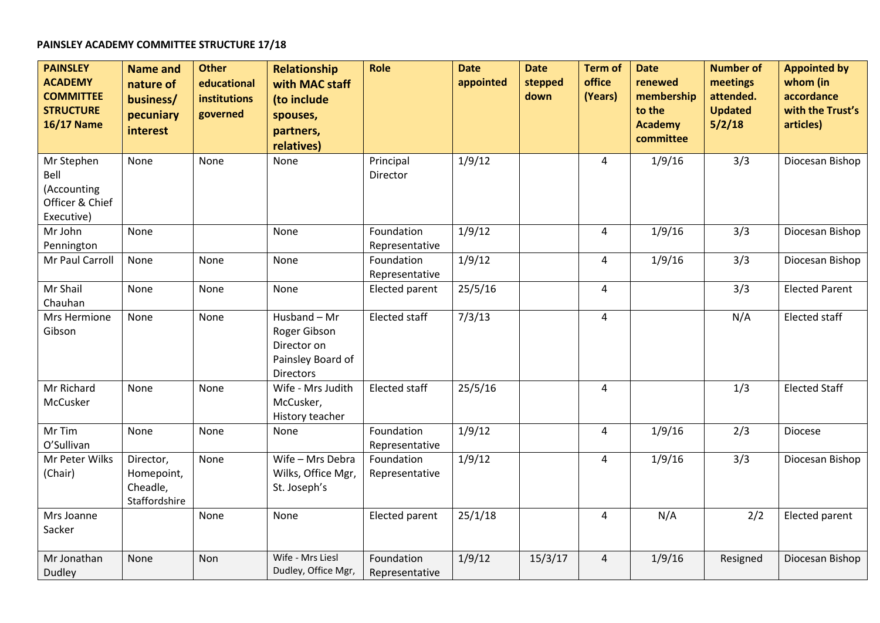**PAINSLEY ACADEMY COMMITTEE STRUCTURE 17/18**

| PAINSLEY ACADEMY COMMITTEE STRUCTURE 16/17 Name | Name and nature of business/ pecuniary interest | Other educational institutions governed | Relationship with MAC staff (to include spouses, partners, relatives) | Role | Date appointed | Date stepped down | Term of office (Years) | Date renewed membership to the Academy committee | Number of meetings attended. Updated 5/2/18 | Appointed by whom (in accordance with the Trust's articles) |
|---|---|---|---|---|---|---|---|---|---|---|
| Mr Stephen Bell (Accounting Officer & Chief Executive) | None | None | None | Principal Director | 1/9/12 | | 4 | 1/9/16 | 3/3 | Diocesan Bishop |
| Mr John Pennington | None | | None | Foundation Representative | 1/9/12 | | 4 | 1/9/16 | 3/3 | Diocesan Bishop |
| Mr Paul Carroll | None | None | None | Foundation Representative | 1/9/12 | | 4 | 1/9/16 | 3/3 | Diocesan Bishop |
| Mr Shail Chauhan | None | None | None | Elected parent | 25/5/16 | | 4 | | 3/3 | Elected Parent |
| Mrs Hermione Gibson | None | None | Husband – Mr Roger Gibson Director on Painsley Board of Directors | Elected staff | 7/3/13 | | 4 | | N/A | Elected staff |
| Mr Richard McCusker | None | None | Wife - Mrs Judith McCusker, History teacher | Elected staff | 25/5/16 | | 4 | | 1/3 | Elected Staff |
| Mr Tim O'Sullivan | None | None | None | Foundation Representative | 1/9/12 | | 4 | 1/9/16 | 2/3 | Diocese |
| Mr Peter Wilks (Chair) | Director, Homepoint, Cheadle, Staffordshire | None | Wife – Mrs Debra Wilks, Office Mgr, St. Joseph's | Foundation Representative | 1/9/12 | | 4 | 1/9/16 | 3/3 | Diocesan Bishop |
| Mrs Joanne Sacker | | None | None | Elected parent | 25/1/18 | | 4 | N/A | 2/2 | Elected parent |
| Mr Jonathan Dudley | None | Non | Wife - Mrs Liesl Dudley, Office Mgr, | Foundation Representative | 1/9/12 | 15/3/17 | 4 | 1/9/16 | Resigned | Diocesan Bishop |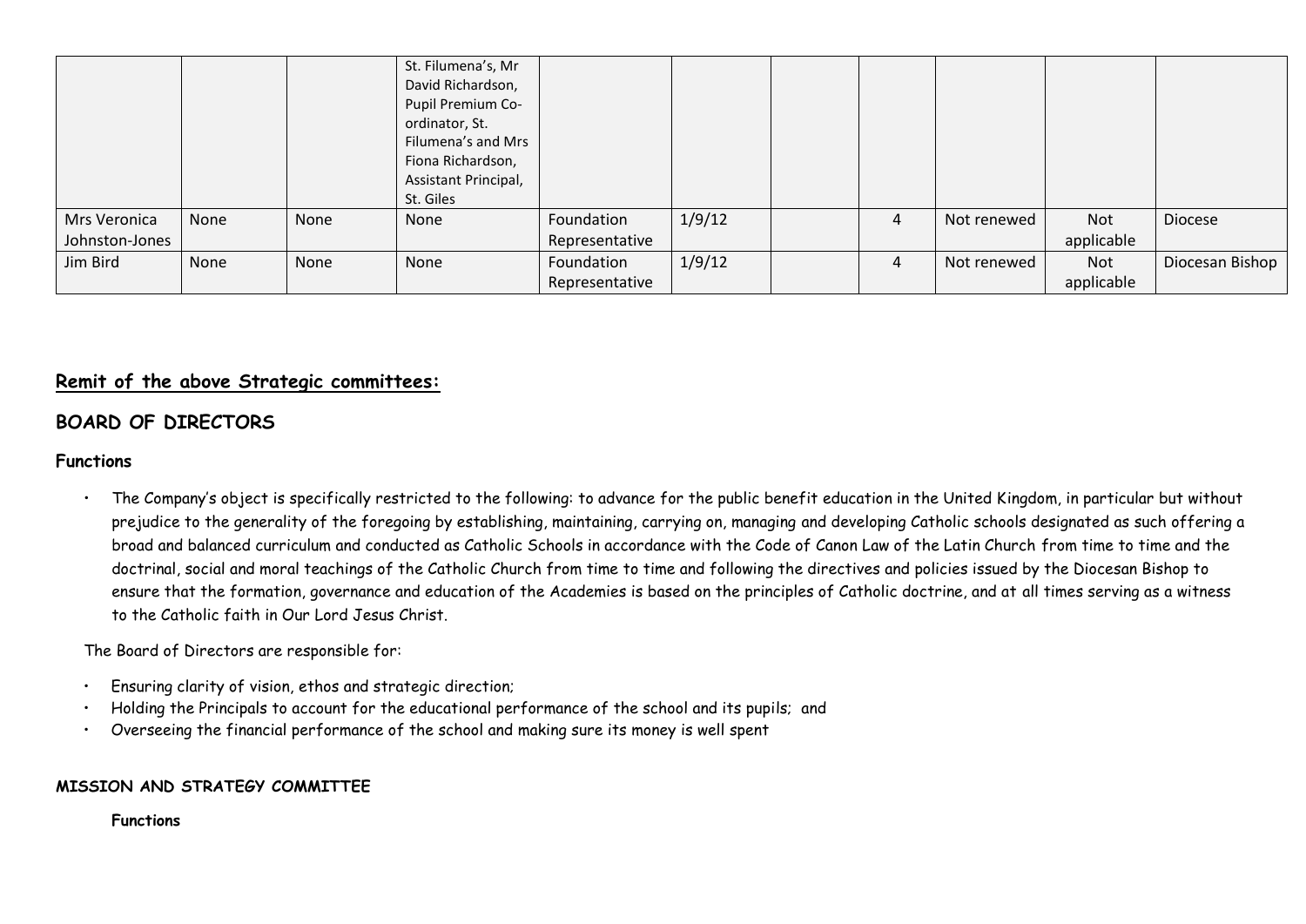| | | | | | | | | | | |
|---|---|---|---|---|---|---|---|---|---|---|
| | | | St. Filumena's, Mr David Richardson, Pupil Premium Co-ordinator, St. Filumena's and Mrs Fiona Richardson, Assistant Principal, St. Giles | | | | | | | |
| Mrs Veronica Johnston-Jones | None | None | None | Foundation Representative | 1/9/12 | | 4 | Not renewed | Not applicable | Diocese |
| Jim Bird | None | None | None | Foundation Representative | 1/9/12 | | 4 | Not renewed | Not applicable | Diocesan Bishop |

## Remit of the above Strategic committees:

## BOARD OF DIRECTORS

### Functions

- The Company's object is specifically restricted to the following: to advance for the public benefit education in the United Kingdom, in particular but without prejudice to the generality of the foregoing by establishing, maintaining, carrying on, managing and developing Catholic schools designated as such offering a broad and balanced curriculum and conducted as Catholic Schools in accordance with the Code of Canon Law of the Latin Church from time to time and the doctrinal, social and moral teachings of the Catholic Church from time to time and following the directives and policies issued by the Diocesan Bishop to ensure that the formation, governance and education of the Academies is based on the principles of Catholic doctrine, and at all times serving as a witness to the Catholic faith in Our Lord Jesus Christ.

The Board of Directors are responsible for:

- Ensuring clarity of vision, ethos and strategic direction;
- Holding the Principals to account for the educational performance of the school and its pupils; and
- Overseeing the financial performance of the school and making sure its money is well spent

**MISSION AND STRATEGY COMMITTEE**

**Functions**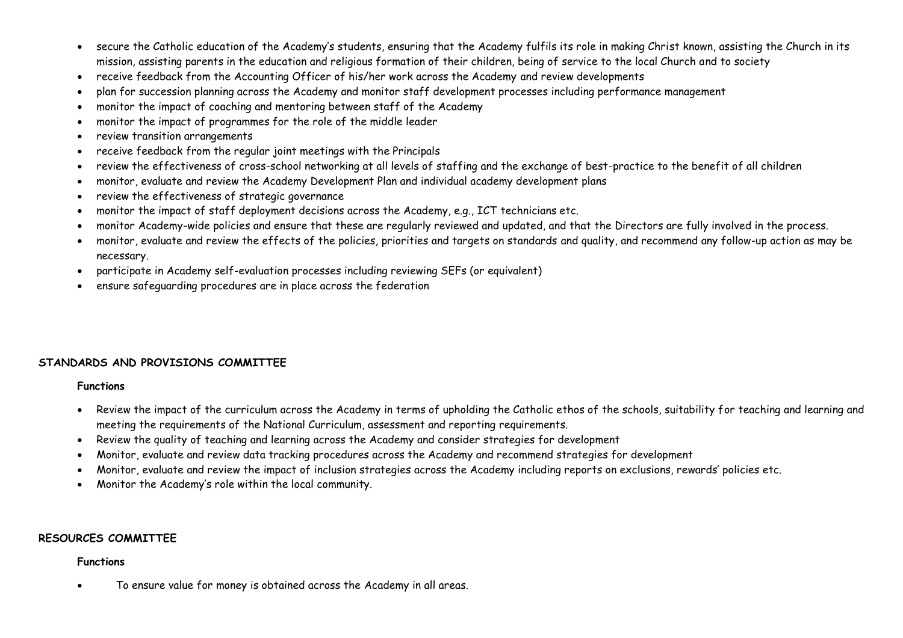- secure the Catholic education of the Academy's students, ensuring that the Academy fulfils its role in making Christ known, assisting the Church in its mission, assisting parents in the education and religious formation of their children, being of service to the local Church and to society
- receive feedback from the Accounting Officer of his/her work across the Academy and review developments
- plan for succession planning across the Academy and monitor staff development processes including performance management
- monitor the impact of coaching and mentoring between staff of the Academy
- monitor the impact of programmes for the role of the middle leader
- review transition arrangements
- receive feedback from the regular joint meetings with the Principals
- review the effectiveness of cross-school networking at all levels of staffing and the exchange of best-practice to the benefit of all children
- monitor, evaluate and review the Academy Development Plan and individual academy development plans
- review the effectiveness of strategic governance
- monitor the impact of staff deployment decisions across the Academy, e.g., ICT technicians etc.
- monitor Academy-wide policies and ensure that these are regularly reviewed and updated, and that the Directors are fully involved in the process.
- monitor, evaluate and review the effects of the policies, priorities and targets on standards and quality, and recommend any follow-up action as may be necessary.
- participate in Academy self-evaluation processes including reviewing SEFs (or equivalent)
- ensure safeguarding procedures are in place across the federation

## STANDARDS AND PROVISIONS COMMITTEE

### Functions

- Review the impact of the curriculum across the Academy in terms of upholding the Catholic ethos of the schools, suitability for teaching and learning and meeting the requirements of the National Curriculum, assessment and reporting requirements.
- Review the quality of teaching and learning across the Academy and consider strategies for development
- Monitor, evaluate and review data tracking procedures across the Academy and recommend strategies for development
- Monitor, evaluate and review the impact of inclusion strategies across the Academy including reports on exclusions, rewards' policies etc.
- Monitor the Academy's role within the local community.

## RESOURCES COMMITTEE

### Functions

- To ensure value for money is obtained across the Academy in all areas.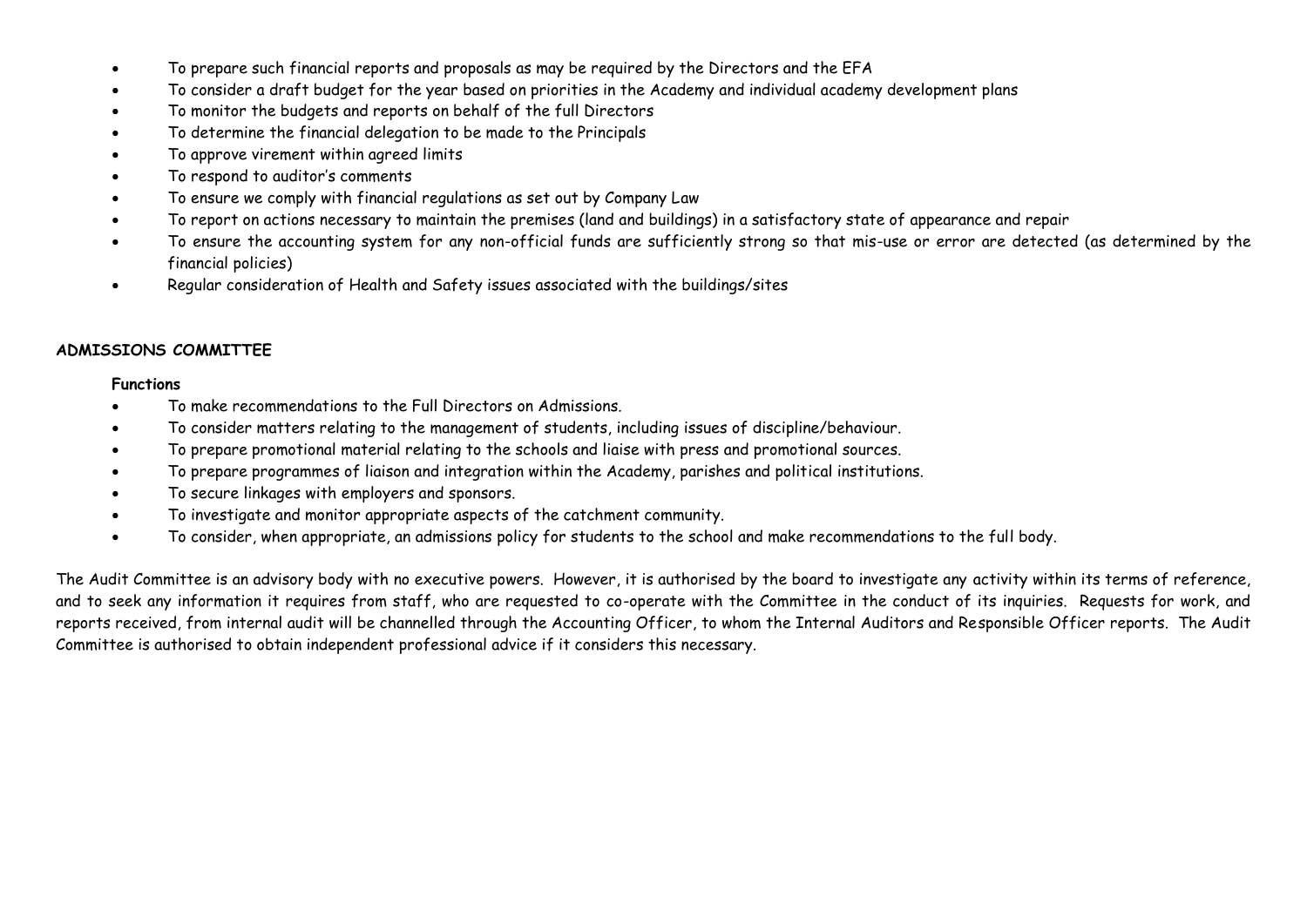- To prepare such financial reports and proposals as may be required by the Directors and the EFA
- To consider a draft budget for the year based on priorities in the Academy and individual academy development plans
- To monitor the budgets and reports on behalf of the full Directors
- To determine the financial delegation to be made to the Principals
- To approve virement within agreed limits
- To respond to auditor's comments
- To ensure we comply with financial regulations as set out by Company Law
- To report on actions necessary to maintain the premises (land and buildings) in a satisfactory state of appearance and repair
- To ensure the accounting system for any non-official funds are sufficiently strong so that mis-use or error are detected (as determined by the financial policies)
- Regular consideration of Health and Safety issues associated with the buildings/sites

**ADMISSIONS COMMITTEE**

**Functions**

- To make recommendations to the Full Directors on Admissions.
- To consider matters relating to the management of students, including issues of discipline/behaviour.
- To prepare promotional material relating to the schools and liaise with press and promotional sources.
- To prepare programmes of liaison and integration within the Academy, parishes and political institutions.
- To secure linkages with employers and sponsors.
- To investigate and monitor appropriate aspects of the catchment community.
- To consider, when appropriate, an admissions policy for students to the school and make recommendations to the full body.

The Audit Committee is an advisory body with no executive powers. However, it is authorised by the board to investigate any activity within its terms of reference, and to seek any information it requires from staff, who are requested to co-operate with the Committee in the conduct of its inquiries. Requests for work, and reports received, from internal audit will be channelled through the Accounting Officer, to whom the Internal Auditors and Responsible Officer reports. The Audit Committee is authorised to obtain independent professional advice if it considers this necessary.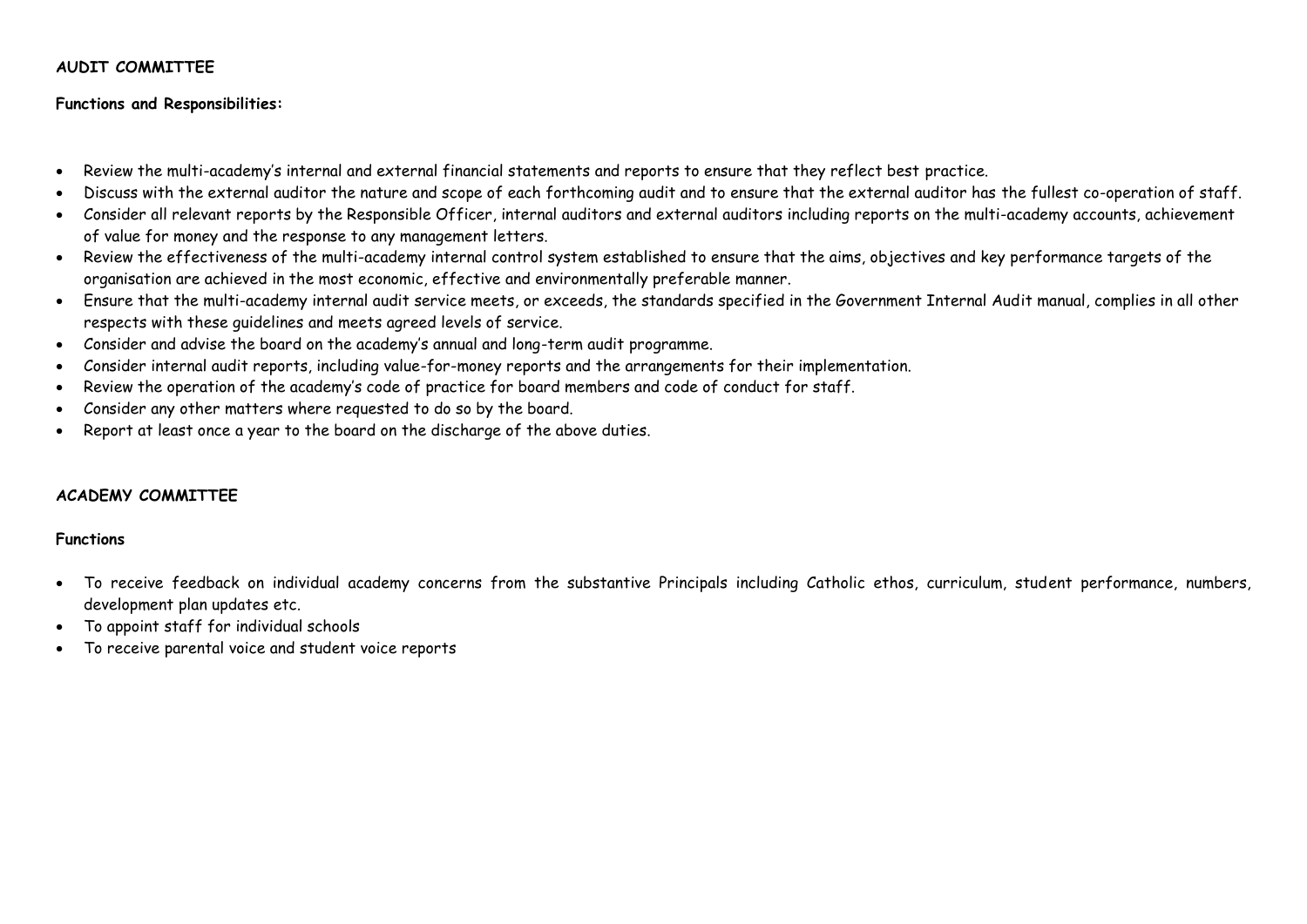**AUDIT COMMITTEE**

**Functions and Responsibilities:**

- Review the multi-academy's internal and external financial statements and reports to ensure that they reflect best practice.
- Discuss with the external auditor the nature and scope of each forthcoming audit and to ensure that the external auditor has the fullest co-operation of staff.
- Consider all relevant reports by the Responsible Officer, internal auditors and external auditors including reports on the multi-academy accounts, achievement of value for money and the response to any management letters.
- Review the effectiveness of the multi-academy internal control system established to ensure that the aims, objectives and key performance targets of the organisation are achieved in the most economic, effective and environmentally preferable manner.
- Ensure that the multi-academy internal audit service meets, or exceeds, the standards specified in the Government Internal Audit manual, complies in all other respects with these guidelines and meets agreed levels of service.
- Consider and advise the board on the academy's annual and long-term audit programme.
- Consider internal audit reports, including value-for-money reports and the arrangements for their implementation.
- Review the operation of the academy's code of practice for board members and code of conduct for staff.
- Consider any other matters where requested to do so by the board.
- Report at least once a year to the board on the discharge of the above duties.

**ACADEMY COMMITTEE**

**Functions**

- To receive feedback on individual academy concerns from the substantive Principals including Catholic ethos, curriculum, student performance, numbers, development plan updates etc.
- To appoint staff for individual schools
- To receive parental voice and student voice reports